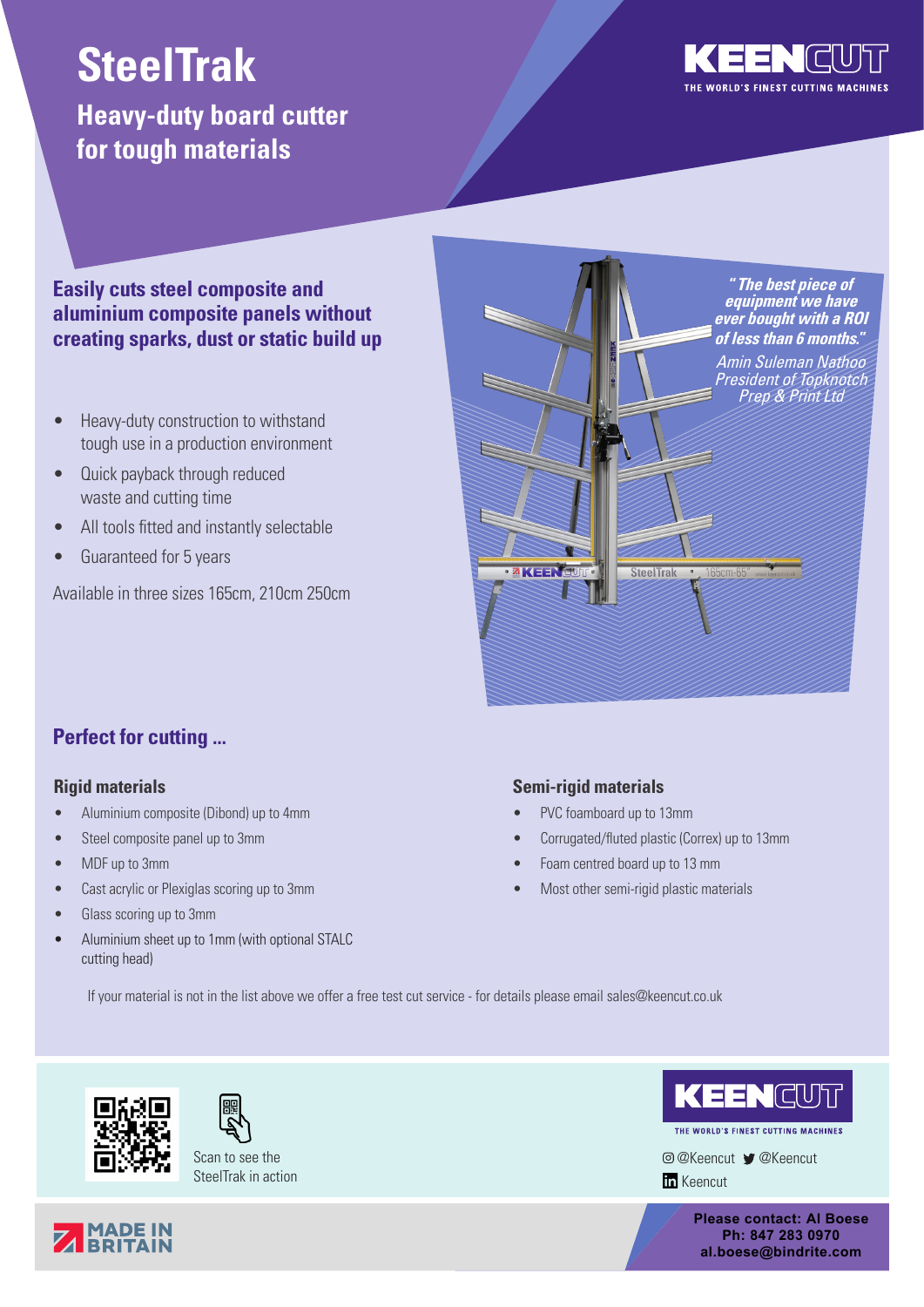# SteelTrak

## Heavy-duty board cutter for tough materials

KEENCUT
THE WORLD'S FINEST CUTTING MACHINES

### Easily cuts steel composite and aluminium composite panels without creating sparks, dust or static build up

- Heavy-duty construction to withstand tough use in a production environment
- Quick payback through reduced waste and cutting time
- All tools fitted and instantly selectable
- Guaranteed for 5 years

Available in three sizes 165cm, 210cm 250cm

*"The best piece of equipment we have ever bought with a ROI of less than 6 months."*

*Amin Suleman Nathoo*
*President of Topknotch Prep & Print Ltd*

## Perfect for cutting ...

### Rigid materials

- Aluminium composite (Dibond) up to 4mm
- Steel composite panel up to 3mm
- MDF up to 3mm
- Cast acrylic or Plexiglas scoring up to 3mm
- Glass scoring up to 3mm
- Aluminium sheet up to 1mm (with optional STALC cutting head)

### Semi-rigid materials

- PVC foamboard up to 13mm
- Corrugated/fluted plastic (Correx) up to 13mm
- Foam centred board up to 13 mm
- Most other semi-rigid plastic materials

If your material is not in the list above we offer a free test cut service - for details please email sales@keencut.co.uk

Scan to see the SteelTrak in action

KEENCUT
THE WORLD'S FINEST CUTTING MACHINES

@Keencut @Keencut
Keencut

MADE IN BRITAIN

**Please contact: Al Boese**
**Ph: 847 283 0970**
**al.boese@bindrite.com**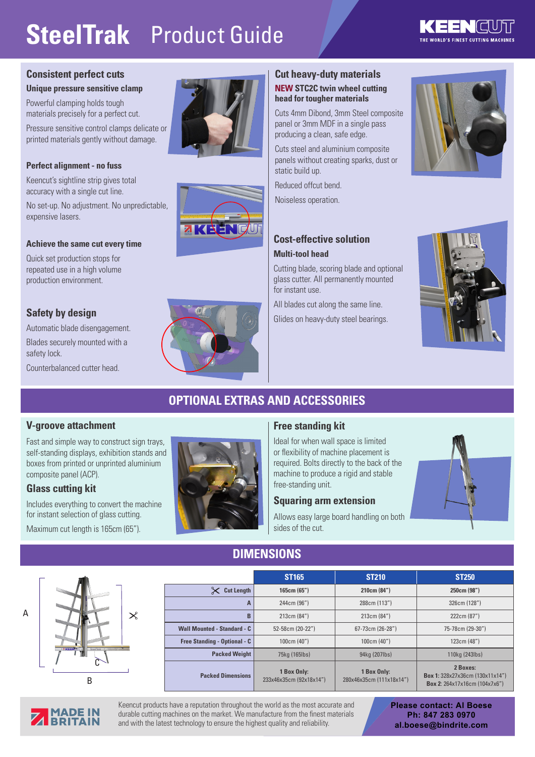# SteelTrak Product Guide

KEENCUT
THE WORLD'S FINEST CUTTING MACHINES

## Consistent perfect cuts

### Unique pressure sensitive clamp

Powerful clamping holds tough materials precisely for a perfect cut.

Pressure sensitive control clamps delicate or printed materials gently without damage.

### Perfect alignment - no fuss

Keencut's sightline strip gives total accuracy with a single cut line.

No set-up. No adjustment. No unpredictable, expensive lasers.

### Achieve the same cut every time

Quick set production stops for repeated use in a high volume production environment.

## Safety by design

Automatic blade disengagement.

Blades securely mounted with a safety lock.

Counterbalanced cutter head.

## Cut heavy-duty materials

### NEW STC2C twin wheel cutting head for tougher materials

Cuts 4mm Dibond, 3mm Steel composite panel or 3mm MDF in a single pass producing a clean, safe edge.

Cuts steel and aluminium composite panels without creating sparks, dust or static build up.

Reduced offcut bend.

Noiseless operation.

## Cost-effective solution

### Multi-tool head

Cutting blade, scoring blade and optional glass cutter. All permanently mounted for instant use.

All blades cut along the same line.

Glides on heavy-duty steel bearings.

## OPTIONAL EXTRAS AND ACCESSORIES

### V-groove attachment

Fast and simple way to construct sign trays, self-standing displays, exhibition stands and boxes from printed or unprinted aluminium composite panel (ACP).

### Glass cutting kit

Includes everything to convert the machine for instant selection of glass cutting.

Maximum cut length is 165cm (65").

### Free standing kit

Ideal for when wall space is limited or flexibility of machine placement is required. Bolts directly to the back of the machine to produce a rigid and stable free-standing unit.

### Squaring arm extension

Allows easy large board handling on both sides of the cut.

## DIMENSIONS

A

B

C

| | ST165 | ST210 | ST250 |
|---|---|---|---|
| Cut Length | 165cm (65") | 210cm (84") | 250cm (98") |
| A | 244cm (96") | 288cm (113") | 326cm (128") |
| B | 213cm (84") | 213cm (84") | 222cm (87") |
| Wall Mounted - Standard - C | 52-58cm (20-22") | 67-73cm (26-28") | 75-78cm (29-30") |
| Free Standing - Optional - C | 100cm (40") | 100cm (40") | 123cm (48") |
| Packed Weight | 75kg (165lbs) | 94kg (207lbs) | 110kg (243lbs) |
| Packed Dimensions | 1 Box Only: 233x46x35cm (92x18x14") | 1 Box Only: 280x46x35cm (111x18x14") | 2 Boxes: Box 1: 328x27x36cm (130x11x14") Box 2: 264x17x16cm (104x7x6") |

MADE IN BRITAIN

Keencut products have a reputation throughout the world as the most accurate and durable cutting machines on the market. We manufacture from the finest materials and with the latest technology to ensure the highest quality and reliability.

**Please contact: Al Boese**
**Ph: 847 283 0970**
**al.boese@bindrite.com**